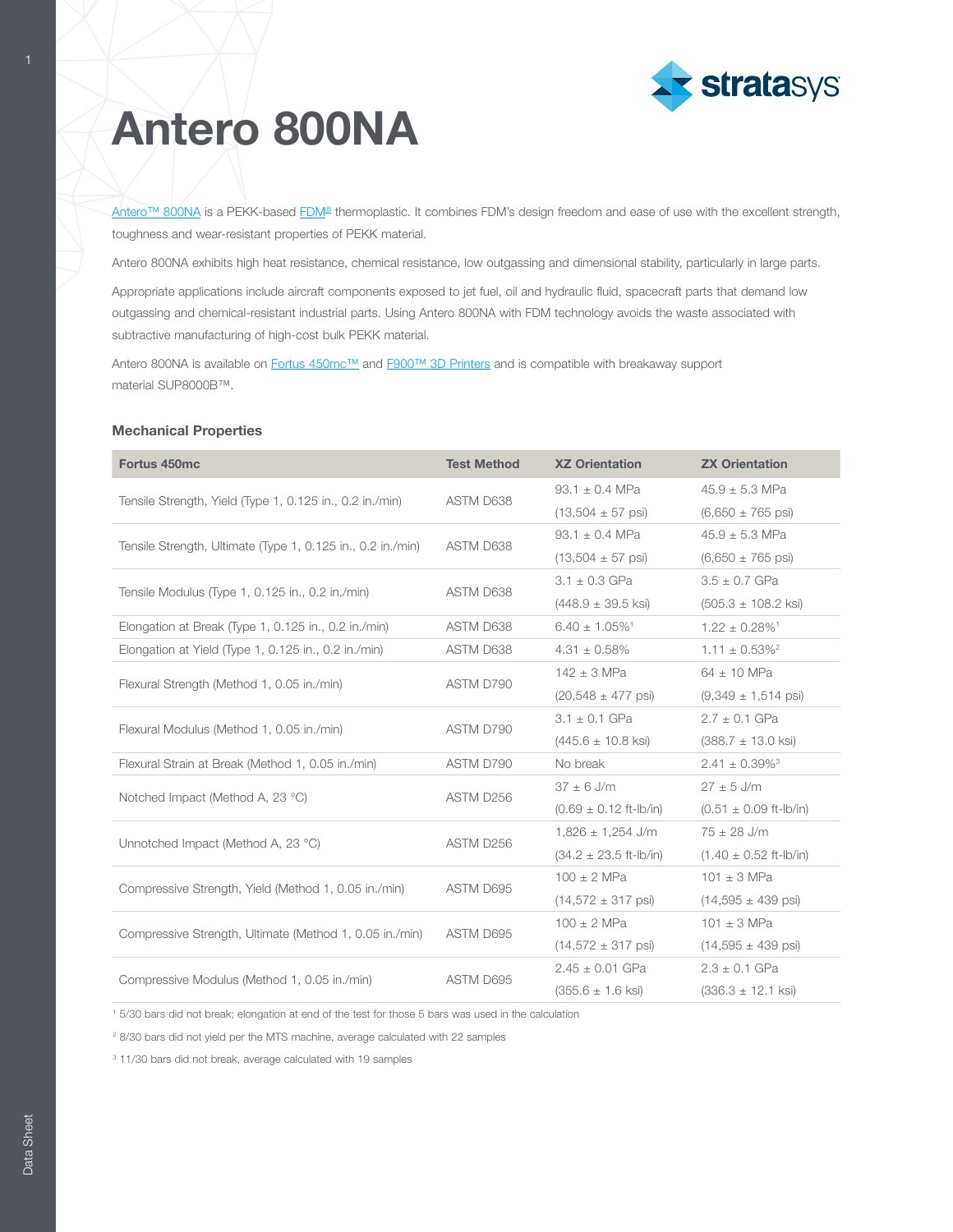# Antero 800NA

Antero™ 800NA is a PEKK-based FDM® thermoplastic. It combines FDM's design freedom and ease of use with the excellent strength, toughness and wear-resistant properties of PEKK material.

Antero 800NA exhibits high heat resistance, chemical resistance, low outgassing and dimensional stability, particularly in large parts.

Appropriate applications include aircraft components exposed to jet fuel, oil and hydraulic fluid, spacecraft parts that demand low outgassing and chemical-resistant industrial parts. Using Antero 800NA with FDM technology avoids the waste associated with subtractive manufacturing of high-cost bulk PEKK material.

Antero 800NA is available on Fortus 450mc™ and F900™ 3D Printers and is compatible with breakaway support material SUP8000B™.

### Mechanical Properties

| Fortus 450mc | Test Method | XZ Orientation | ZX Orientation |
|---|---|---|---|
| Tensile Strength, Yield (Type 1, 0.125 in., 0.2 in./min) | ASTM D638 | 93.1 ± 0.4 MPa (13,504 ± 57 psi) | 45.9 ± 5.3 MPa (6,650 ± 765 psi) |
| Tensile Strength, Ultimate (Type 1, 0.125 in., 0.2 in./min) | ASTM D638 | 93.1 ± 0.4 MPa (13,504 ± 57 psi) | 45.9 ± 5.3 MPa (6,650 ± 765 psi) |
| Tensile Modulus (Type 1, 0.125 in., 0.2 in./min) | ASTM D638 | 3.1 ± 0.3 GPa (448.9 ± 39.5 ksi) | 3.5 ± 0.7 GPa (505.3 ± 108.2 ksi) |
| Elongation at Break (Type 1, 0.125 in., 0.2 in./min) | ASTM D638 | 6.40 ± 1.05%[1] | 1.22 ± 0.28%[1] |
| Elongation at Yield (Type 1, 0.125 in., 0.2 in./min) | ASTM D638 | 4.31 ± 0.58% | 1.11 ± 0.53%[2] |
| Flexural Strength (Method 1, 0.05 in./min) | ASTM D790 | 142 ± 3 MPa (20,548 ± 477 psi) | 64 ± 10 MPa (9,349 ± 1,514 psi) |
| Flexural Modulus (Method 1, 0.05 in./min) | ASTM D790 | 3.1 ± 0.1 GPa (445.6 ± 10.8 ksi) | 2.7 ± 0.1 GPa (388.7 ± 13.0 ksi) |
| Flexural Strain at Break (Method 1, 0.05 in./min) | ASTM D790 | No break | 2.41 ± 0.39%[3] |
| Notched Impact (Method A, 23 °C) | ASTM D256 | 37 ± 6 J/m (0.69 ± 0.12 ft-lb/in) | 27 ± 5 J/m (0.51 ± 0.09 ft-lb/in) |
| Unnotched Impact (Method A, 23 °C) | ASTM D256 | 1,826 ± 1,254 J/m (34.2 ± 23.5 ft-lb/in) | 75 ± 28 J/m (1.40 ± 0.52 ft-lb/in) |
| Compressive Strength, Yield (Method 1, 0.05 in./min) | ASTM D695 | 100 ± 2 MPa (14,572 ± 317 psi) | 101 ± 3 MPa (14,595 ± 439 psi) |
| Compressive Strength, Ultimate (Method 1, 0.05 in./min) | ASTM D695 | 100 ± 2 MPa (14,572 ± 317 psi) | 101 ± 3 MPa (14,595 ± 439 psi) |
| Compressive Modulus (Method 1, 0.05 in./min) | ASTM D695 | 2.45 ± 0.01 GPa (355.6 ± 1.6 ksi) | 2.3 ± 0.1 GPa (336.3 ± 12.1 ksi) |

[1] 5/30 bars did not break; elongation at end of the test for those 5 bars was used in the calculation

[2] 8/30 bars did not yield per the MTS machine, average calculated with 22 samples

[3] 11/30 bars did not break, average calculated with 19 samples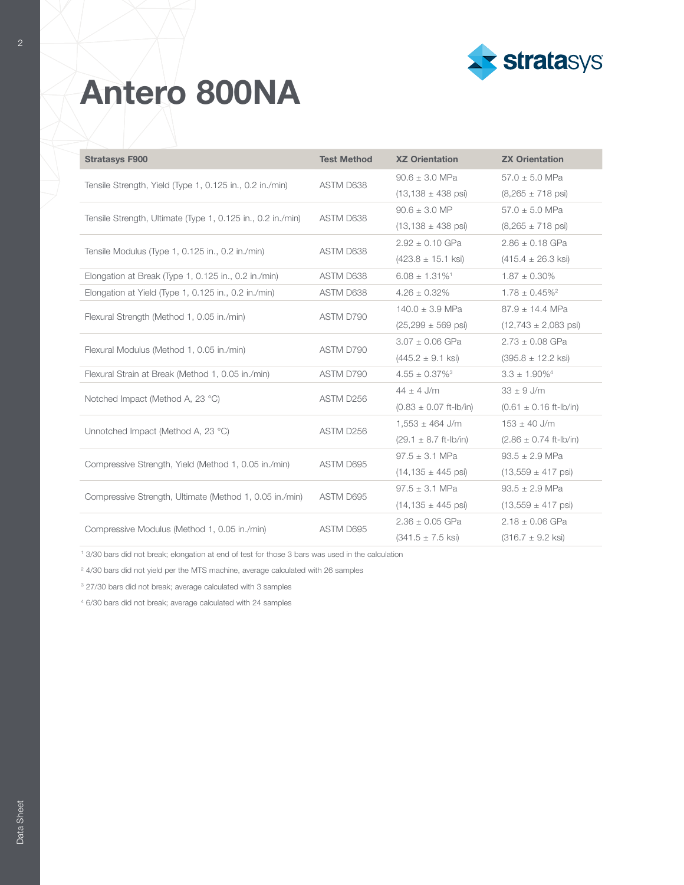# Antero 800NA

| Stratasys F900 | Test Method | XZ Orientation | ZX Orientation |
| --- | --- | --- | --- |
| Tensile Strength, Yield (Type 1, 0.125 in., 0.2 in./min) | ASTM D638 | 90.6 ± 3.0 MPa (13,138 ± 438 psi) | 57.0 ± 5.0 MPa (8,265 ± 718 psi) |
| Tensile Strength, Ultimate (Type 1, 0.125 in., 0.2 in./min) | ASTM D638 | 90.6 ± 3.0 MP (13,138 ± 438 psi) | 57.0 ± 5.0 MPa (8,265 ± 718 psi) |
| Tensile Modulus (Type 1, 0.125 in., 0.2 in./min) | ASTM D638 | 2.92 ± 0.10 GPa (423.8 ± 15.1 ksi) | 2.86 ± 0.18 GPa (415.4 ± 26.3 ksi) |
| Elongation at Break (Type 1, 0.125 in., 0.2 in./min) | ASTM D638 | 6.08 ± 1.31%[1] | 1.87 ± 0.30% |
| Elongation at Yield (Type 1, 0.125 in., 0.2 in./min) | ASTM D638 | 4.26 ± 0.32% | 1.78 ± 0.45%[2] |
| Flexural Strength (Method 1, 0.05 in./min) | ASTM D790 | 140.0 ± 3.9 MPa (25,299 ± 569 psi) | 87.9 ± 14.4 MPa (12,743 ± 2,083 psi) |
| Flexural Modulus (Method 1, 0.05 in./min) | ASTM D790 | 3.07 ± 0.06 GPa (445.2 ± 9.1 ksi) | 2.73 ± 0.08 GPa (395.8 ± 12.2 ksi) |
| Flexural Strain at Break (Method 1, 0.05 in./min) | ASTM D790 | 4.55 ± 0.37%[3] | 3.3 ± 1.90%[4] |
| Notched Impact (Method A, 23 °C) | ASTM D256 | 44 ± 4 J/m (0.83 ± 0.07 ft-lb/in) | 33 ± 9 J/m (0.61 ± 0.16 ft-lb/in) |
| Unnotched Impact (Method A, 23 °C) | ASTM D256 | 1,553 ± 464 J/m (29.1 ± 8.7 ft-lb/in) | 153 ± 40 J/m (2.86 ± 0.74 ft-lb/in) |
| Compressive Strength, Yield (Method 1, 0.05 in./min) | ASTM D695 | 97.5 ± 3.1 MPa (14,135 ± 445 psi) | 93.5 ± 2.9 MPa (13,559 ± 417 psi) |
| Compressive Strength, Ultimate (Method 1, 0.05 in./min) | ASTM D695 | 97.5 ± 3.1 MPa (14,135 ± 445 psi) | 93.5 ± 2.9 MPa (13,559 ± 417 psi) |
| Compressive Modulus (Method 1, 0.05 in./min) | ASTM D695 | 2.36 ± 0.05 GPa (341.5 ± 7.5 ksi) | 2.18 ± 0.06 GPa (316.7 ± 9.2 ksi) |

[1] 3/30 bars did not break; elongation at end of test for those 3 bars was used in the calculation

[2] 4/30 bars did not yield per the MTS machine, average calculated with 26 samples

[3] 27/30 bars did not break; average calculated with 3 samples

[4] 6/30 bars did not break; average calculated with 24 samples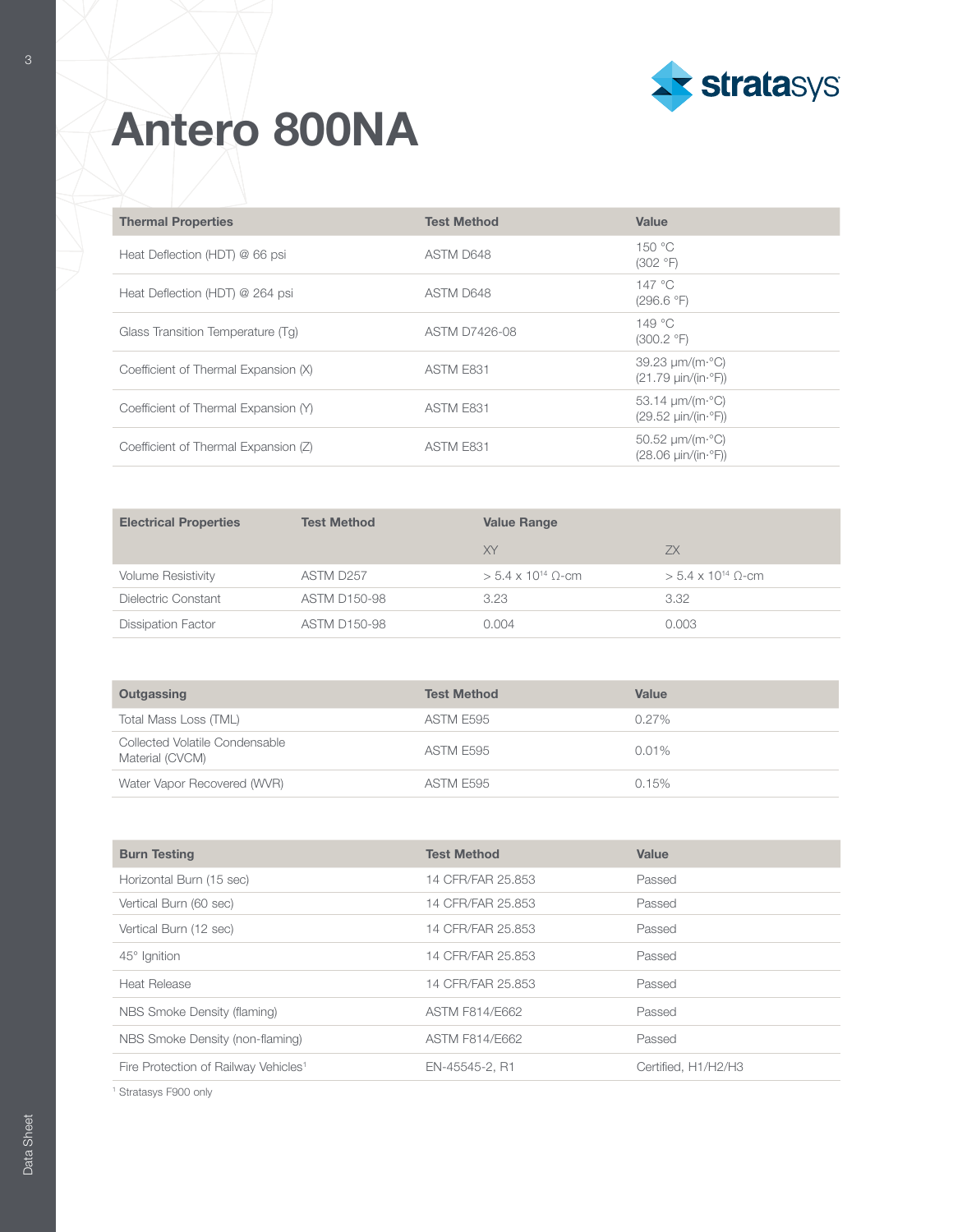# Antero 800NA

| Thermal Properties | Test Method | Value |
|---|---|---|
| Heat Deflection (HDT) @ 66 psi | ASTM D648 | 150 °C (302 °F) |
| Heat Deflection (HDT) @ 264 psi | ASTM D648 | 147 °C (296.6 °F) |
| Glass Transition Temperature (Tg) | ASTM D7426-08 | 149 °C (300.2 °F) |
| Coefficient of Thermal Expansion (X) | ASTM E831 | 39.23 µm/(m·°C) (21.79 µin/(in·°F)) |
| Coefficient of Thermal Expansion (Y) | ASTM E831 | 53.14 µm/(m·°C) (29.52 µin/(in·°F)) |
| Coefficient of Thermal Expansion (Z) | ASTM E831 | 50.52 µm/(m·°C) (28.06 µin/(in·°F)) |

| Electrical Properties | Test Method | Value Range | |
|---|---|---|---|
| | | XY | ZX |
| Volume Resistivity | ASTM D257 | > 5.4 x $10^{14}$ Ω-cm | > 5.4 x $10^{14}$ Ω-cm |
| Dielectric Constant | ASTM D150-98 | 3.23 | 3.32 |
| Dissipation Factor | ASTM D150-98 | 0.004 | 0.003 |

| Outgassing | Test Method | Value |
|---|---|---|
| Total Mass Loss (TML) | ASTM E595 | 0.27% |
| Collected Volatile Condensable Material (CVCM) | ASTM E595 | 0.01% |
| Water Vapor Recovered (WVR) | ASTM E595 | 0.15% |

| Burn Testing | Test Method | Value |
|---|---|---|
| Horizontal Burn (15 sec) | 14 CFR/FAR 25.853 | Passed |
| Vertical Burn (60 sec) | 14 CFR/FAR 25.853 | Passed |
| Vertical Burn (12 sec) | 14 CFR/FAR 25.853 | Passed |
| 45° Ignition | 14 CFR/FAR 25.853 | Passed |
| Heat Release | 14 CFR/FAR 25.853 | Passed |
| NBS Smoke Density (flaming) | ASTM F814/E662 | Passed |
| NBS Smoke Density (non-flaming) | ASTM F814/E662 | Passed |
| Fire Protection of Railway Vehicles[1] | EN-45545-2, R1 | Certified, H1/H2/H3 |

[1] Stratasys F900 only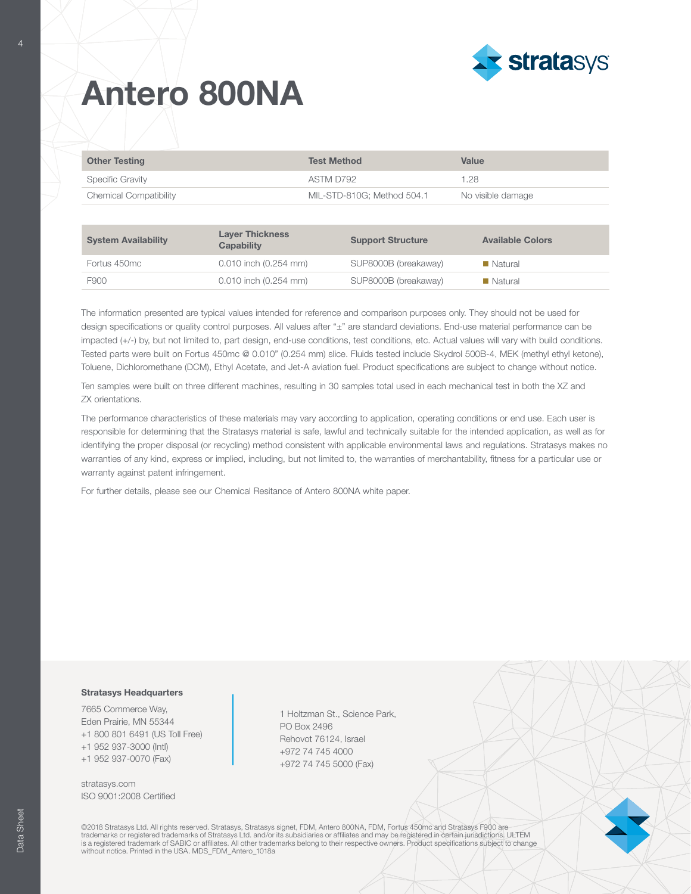# Antero 800NA

| Other Testing | Test Method | Value |
|---|---|---|
| Specific Gravity | ASTM D792 | 1.28 |
| Chemical Compatibility | MIL-STD-810G; Method 504.1 | No visible damage |

| System Availability | Layer Thickness Capability | Support Structure | Available Colors |
|---|---|---|---|
| Fortus 450mc | 0.010 inch (0.254 mm) | SUP8000B (breakaway) | ■ Natural |
| F900 | 0.010 inch (0.254 mm) | SUP8000B (breakaway) | ■ Natural |

The information presented are typical values intended for reference and comparison purposes only. They should not be used for design specifications or quality control purposes. All values after "±" are standard deviations. End-use material performance can be impacted (+/-) by, but not limited to, part design, end-use conditions, test conditions, etc. Actual values will vary with build conditions. Tested parts were built on Fortus 450mc @ 0.010" (0.254 mm) slice. Fluids tested include Skydrol 500B-4, MEK (methyl ethyl ketone), Toluene, Dichloromethane (DCM), Ethyl Acetate, and Jet-A aviation fuel. Product specifications are subject to change without notice.

Ten samples were built on three different machines, resulting in 30 samples total used in each mechanical test in both the XZ and ZX orientations.

The performance characteristics of these materials may vary according to application, operating conditions or end use. Each user is responsible for determining that the Stratasys material is safe, lawful and technically suitable for the intended application, as well as for identifying the proper disposal (or recycling) method consistent with applicable environmental laws and regulations. Stratasys makes no warranties of any kind, express or implied, including, but not limited to, the warranties of merchantability, fitness for a particular use or warranty against patent infringement.

For further details, please see our Chemical Resitance of Antero 800NA white paper.

**Stratasys Headquarters**

7665 Commerce Way,
Eden Prairie, MN 55344
+1 800 801 6491 (US Toll Free)
+1 952 937-3000 (Intl)
+1 952 937-0070 (Fax)

1 Holtzman St., Science Park,
PO Box 2496
Rehovot 76124, Israel
+972 74 745 4000
+972 74 745 5000 (Fax)

stratasys.com
ISO 9001:2008 Certified

©2018 Stratasys Ltd. All rights reserved. Stratasys, Stratasys signet, FDM, Antero 800NA, FDM, Fortus 450mc and Stratasys F900 are trademarks or registered trademarks of Stratasys Ltd. and/or its subsidiaries or affiliates and may be registered in certain jurisdictions. ULTEM is a registered trademark of SABIC or affiliates. All other trademarks belong to their respective owners. Product specifications subject to change without notice. Printed in the USA. MDS_FDM_Antero_1018a